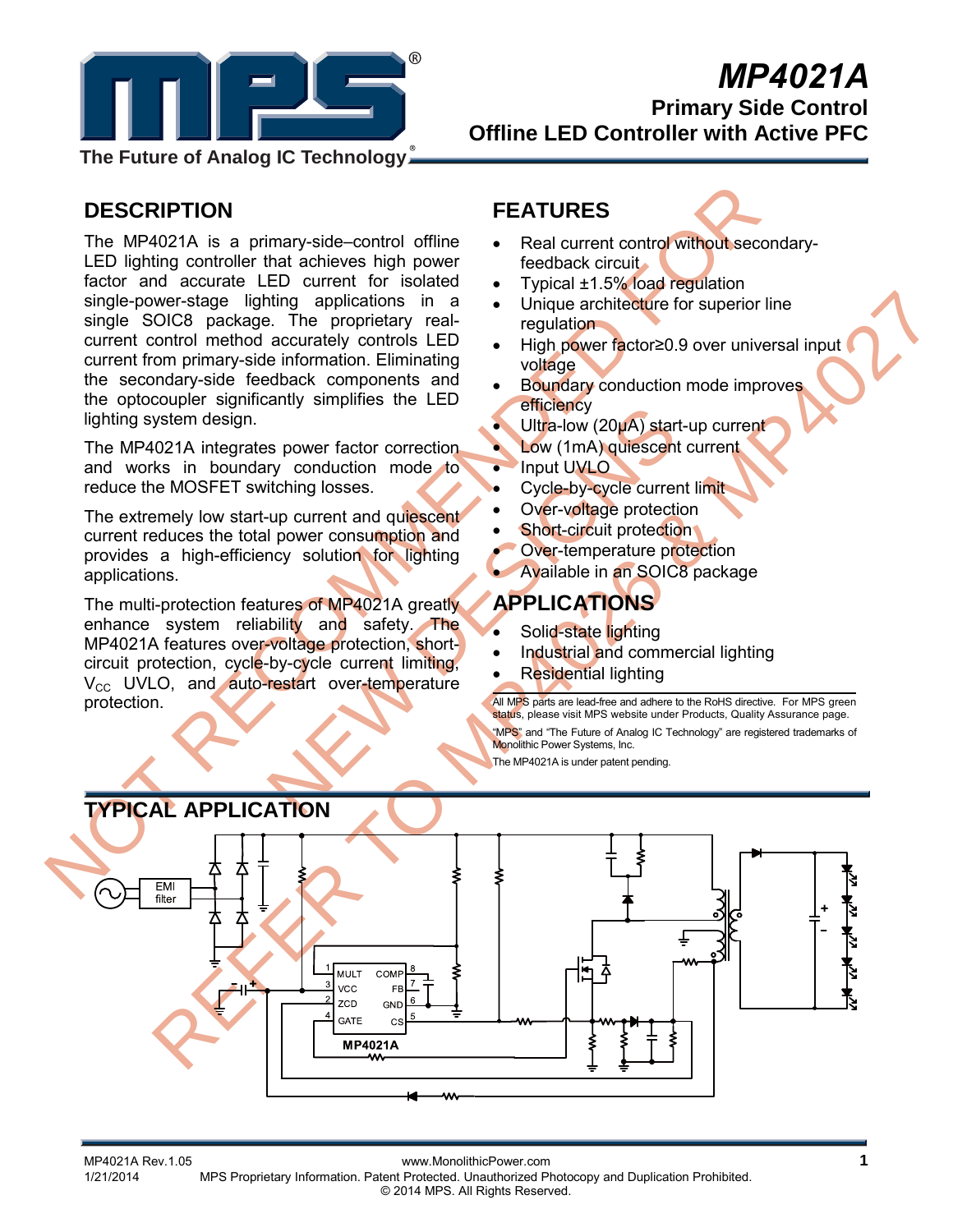# MP4021A

## Primary Side Control Offline LED Controller with Active PFC

The Future of Analog IC Technology

NOT RECOMMENDED FOR NEW DESIGNS REFER TO MP4026 & MP4027

## DESCRIPTION

The MP4021A is a primary-side–control offline LED lighting controller that achieves high power factor and accurate LED current for isolated single-power-stage lighting applications in a single SOIC8 package. The proprietary real-current control method accurately controls LED current from primary-side information. Eliminating the secondary-side feedback components and the optocoupler significantly simplifies the LED lighting system design.

The MP4021A integrates power factor correction and works in boundary conduction mode to reduce the MOSFET switching losses.

The extremely low start-up current and quiescent current reduces the total power consumption and provides a high-efficiency solution for lighting applications.

The multi-protection features of MP4021A greatly enhance system reliability and safety. The MP4021A features over-voltage protection, short-circuit protection, cycle-by-cycle current limiting, $V_{CC}$ UVLO, and auto-restart over-temperature protection.

## FEATURES

- Real current control without secondary-feedback circuit
- Typical ±1.5% load regulation
- Unique architecture for superior line regulation
- High power factor≥0.9 over universal input voltage
- Boundary conduction mode improves efficiency
- Ultra-low (20μA) start-up current
- Low (1mA) quiescent current
- Input UVLO
- Cycle-by-cycle current limit
- Over-voltage protection
- Short-circuit protection
- Over-temperature protection
- Available in an SOIC8 package

## APPLICATIONS

- Solid-state lighting
- Industrial and commercial lighting
- Residential lighting

All MPS parts are lead-free and adhere to the RoHS directive. For MPS green status, please visit MPS website under Products, Quality Assurance page.

"MPS" and "The Future of Analog IC Technology" are registered trademarks of Monolithic Power Systems, Inc.

The MP4021A is under patent pending.

## TYPICAL APPLICATION

EMI filter

MP4021A: 1 MULT, 3 VCC, 2 ZCD, 4 GATE, 8 COMP, 7 FB, 6 GND, 5 CS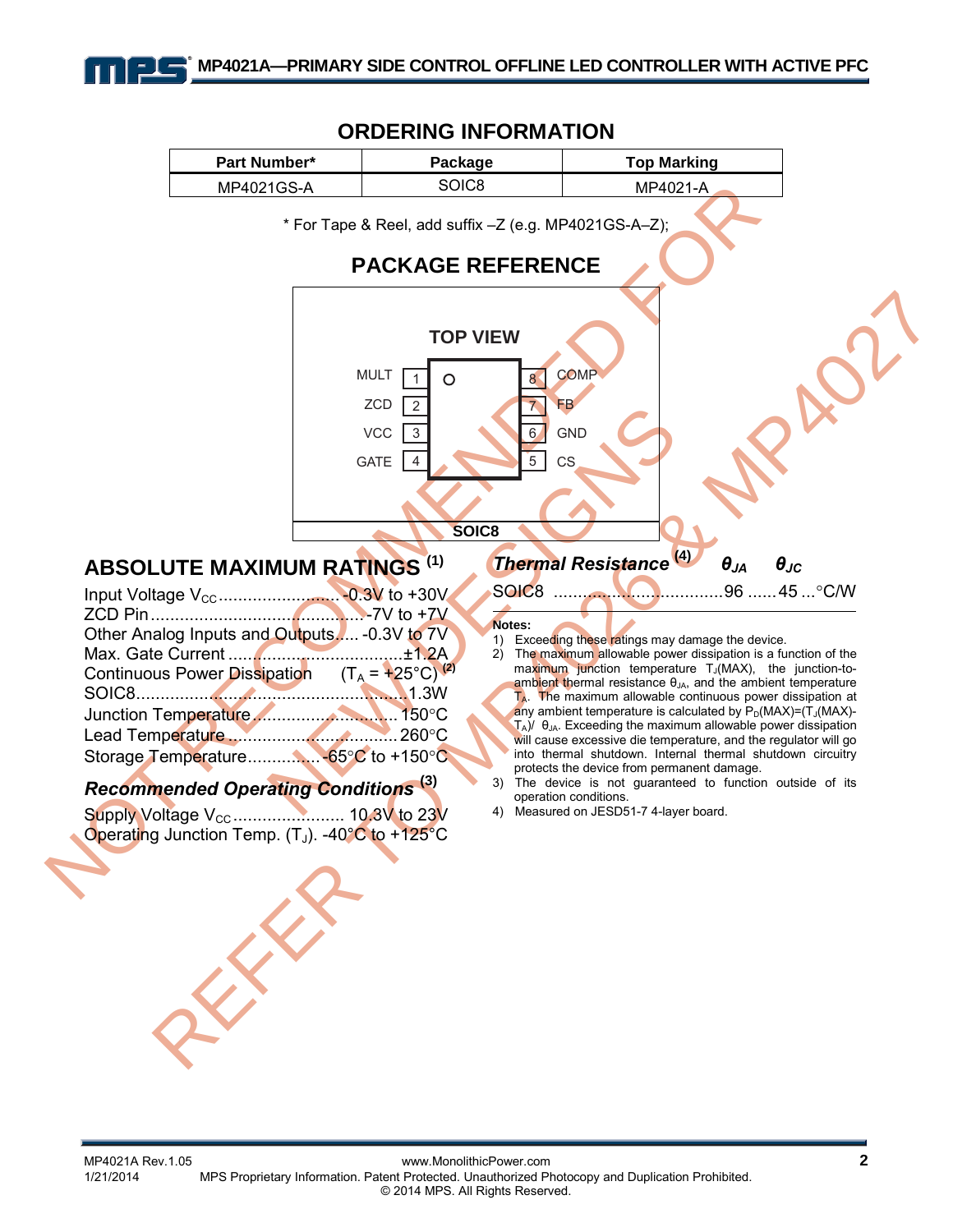## ORDERING INFORMATION

| Part Number* | Package | Top Marking |
|---|---|---|
| MP4021GS-A | SOIC8 | MP4021-A |

* For Tape & Reel, add suffix –Z (e.g. MP4021GS-A–Z);

## PACKAGE REFERENCE

TOP VIEW

| Pin | Name | Pin | Name |
|---|---|---|---|
| 1 | MULT | 8 | COMP |
| 2 | ZCD | 7 | FB |
| 3 | VCC | 6 | GND |
| 4 | GATE | 5 | CS |

SOIC8

NOT RECOMMENDED FOR NEW DESIGNS REFER TO MP4026 & MP4027

## ABSOLUTE MAXIMUM RATINGS [1]

Input Voltage $V_{CC}$ ........................ -0.3V to +30V
ZCD Pin ........................................... -7V to +7V
Other Analog Inputs and Outputs..... -0.3V to 7V
Max. Gate Current ................................... ±1.2A
Continuous Power Dissipation ($T_A$ = +25°C) [2]
SOIC8........................................................ 1.3W
Junction Temperature ............................. 150°C
Lead Temperature ................................... 260°C
Storage Temperature............... -65°C to +150°C

### *Recommended Operating Conditions* [3]

Supply Voltage $V_{CC}$ ....................... 10.3V to 23V
Operating Junction Temp. ($T_J$). -40°C to +125°C

| *Thermal Resistance* [4] | $\theta_{JA}$ | $\theta_{JC}$ | |
|---|---|---|---|
| SOIC8 | 96 | 45 | °C/W |

**Notes:**

1) Exceeding these ratings may damage the device.
2) The maximum allowable power dissipation is a function of the maximum junction temperature $T_J$(MAX), the junction-to-ambient thermal resistance $\theta_{JA}$, and the ambient temperature $T_A$. The maximum allowable continuous power dissipation at any ambient temperature is calculated by $P_D(MAX)=(T_J(MAX)-T_A)/\theta_{JA}$. Exceeding the maximum allowable power dissipation will cause excessive die temperature, and the regulator will go into thermal shutdown. Internal thermal shutdown circuitry protects the device from permanent damage.
3) The device is not guaranteed to function outside of its operation conditions.
4) Measured on JESD51-7 4-layer board.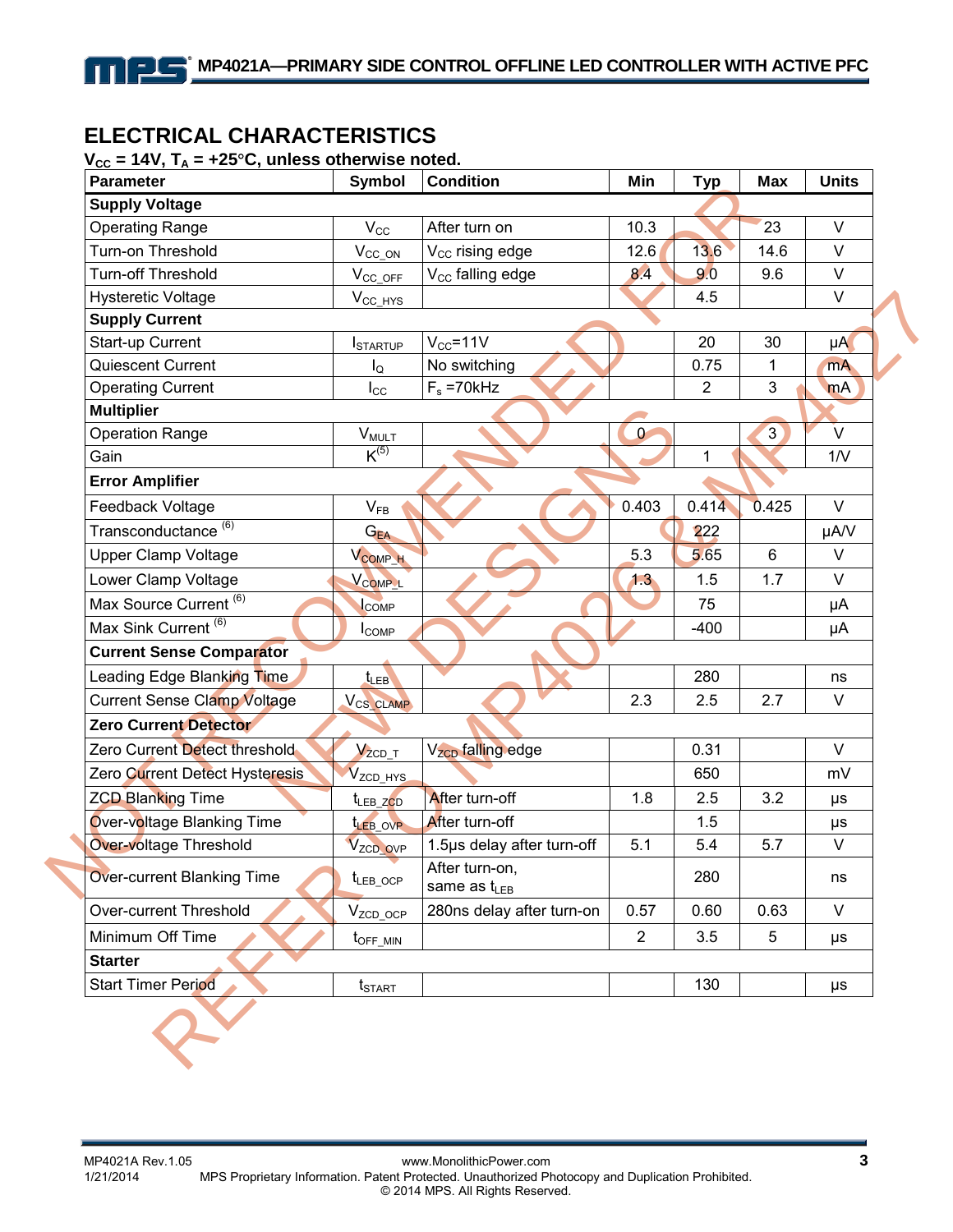## ELECTRICAL CHARACTERISTICS

$V_{CC}$ = 14V, $T_A$ = +25°C, unless otherwise noted.

| Parameter | Symbol | Condition | Min | Typ | Max | Units |
|---|---|---|---|---|---|---|
| **Supply Voltage** | | | | | | |
| Operating Range | $V_{CC}$ | After turn on | 10.3 | | 23 | V |
| Turn-on Threshold | $V_{CC\_ON}$ | $V_{CC}$ rising edge | 12.6 | 13.6 | 14.6 | V |
| Turn-off Threshold | $V_{CC\_OFF}$ | $V_{CC}$ falling edge | 8.4 | 9.0 | 9.6 | V |
| Hysteretic Voltage | $V_{CC\_HYS}$ | | | 4.5 | | V |
| **Supply Current** | | | | | | |
| Start-up Current | $I_{STARTUP}$ | $V_{CC}$=11V | | 20 | 30 | μA |
| Quiescent Current | $I_Q$ | No switching | | 0.75 | 1 | mA |
| Operating Current | $I_{CC}$ | $F_s$ =70kHz | | 2 | 3 | mA |
| **Multiplier** | | | | | | |
| Operation Range | $V_{MULT}$ | | 0 | | 3 | V |
| Gain | $K^{(5)}$ | | | 1 | | 1/V |
| **Error Amplifier** | | | | | | |
| Feedback Voltage | $V_{FB}$ | | 0.403 | 0.414 | 0.425 | V |
| Transconductance (6) | $G_{EA}$ | | | 222 | | μA/V |
| Upper Clamp Voltage | $V_{COMP\_H}$ | | 5.3 | 5.65 | 6 | V |
| Lower Clamp Voltage | $V_{COMP\_L}$ | | 1.3 | 1.5 | 1.7 | V |
| Max Source Current (6) | $I_{COMP}$ | | | 75 | | μA |
| Max Sink Current (6) | $I_{COMP}$ | | | -400 | | μA |
| **Current Sense Comparator** | | | | | | |
| Leading Edge Blanking Time | $t_{LEB}$ | | | 280 | | ns |
| Current Sense Clamp Voltage | $V_{CS\_CLAMP}$ | | 2.3 | 2.5 | 2.7 | V |
| **Zero Current Detector** | | | | | | |
| Zero Current Detect threshold | $V_{ZCD\_T}$ | $V_{ZCD}$ falling edge | | 0.31 | | V |
| Zero Current Detect Hysteresis | $V_{ZCD\_HYS}$ | | | 650 | | mV |
| ZCD Blanking Time | $t_{LEB\_ZCD}$ | After turn-off | 1.8 | 2.5 | 3.2 | μs |
| Over-voltage Blanking Time | $t_{LEB\_OVP}$ | After turn-off | | 1.5 | | μs |
| Over-voltage Threshold | $V_{ZCD\_OVP}$ | 1.5μs delay after turn-off | 5.1 | 5.4 | 5.7 | V |
| Over-current Blanking Time | $t_{LEB\_OCP}$ | After turn-on, same as $t_{LEB}$ | | 280 | | ns |
| Over-current Threshold | $V_{ZCD\_OCP}$ | 280ns delay after turn-on | 0.57 | 0.60 | 0.63 | V |
| Minimum Off Time | $t_{OFF\_MIN}$ | | 2 | 3.5 | 5 | μs |
| **Starter** | | | | | | |
| Start Timer Period | $t_{START}$ | | | 130 | | μs |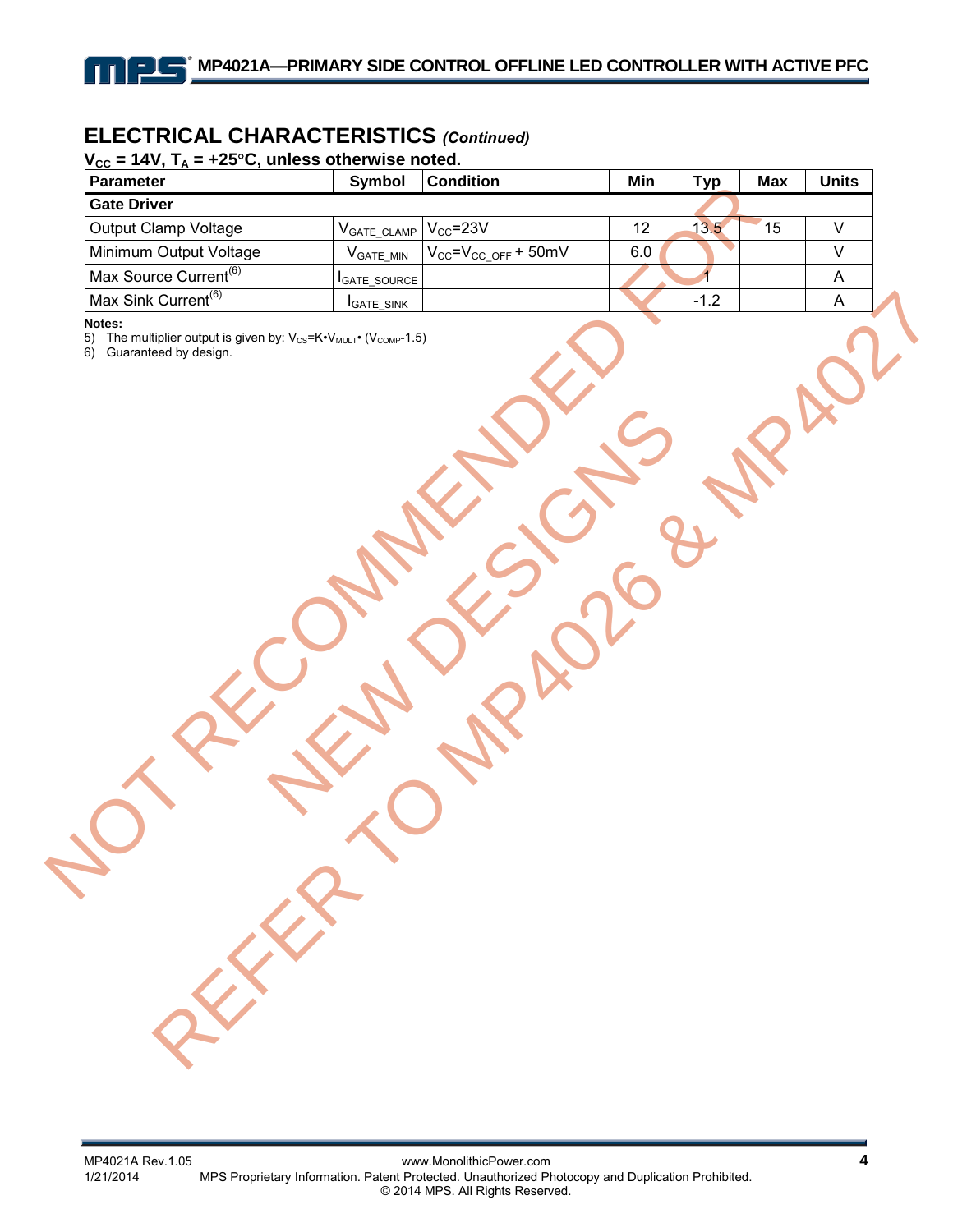## ELECTRICAL CHARACTERISTICS *(Continued)*

**$V_{CC}$ = 14V, $T_A$ = +25°C, unless otherwise noted.**

| Parameter | Symbol | Condition | Min | Typ | Max | Units |
|---|---|---|---|---|---|---|
| **Gate Driver** | | | | | | |
| Output Clamp Voltage | $V_{GATE\_CLAMP}$ | $V_{CC}$=23V | 12 | 13.5 | 15 | V |
| Minimum Output Voltage | $V_{GATE\_MIN}$ | $V_{CC}$=$V_{CC\_OFF}$ + 50mV | 6.0 | | | V |
| Max Source Current(6) | $I_{GATE\_SOURCE}$ | | | 1 | | A |
| Max Sink Current(6) | $I_{GATE\_SINK}$ | | | -1.2 | | A |

**Notes:**

5) The multiplier output is given by: $V_{CS}$=K•$V_{MULT}$• ($V_{COMP}$-1.5)

6) Guaranteed by design.

NOT RECOMMENDED FOR NEW DESIGNS REFER TO MP4026 & MP4027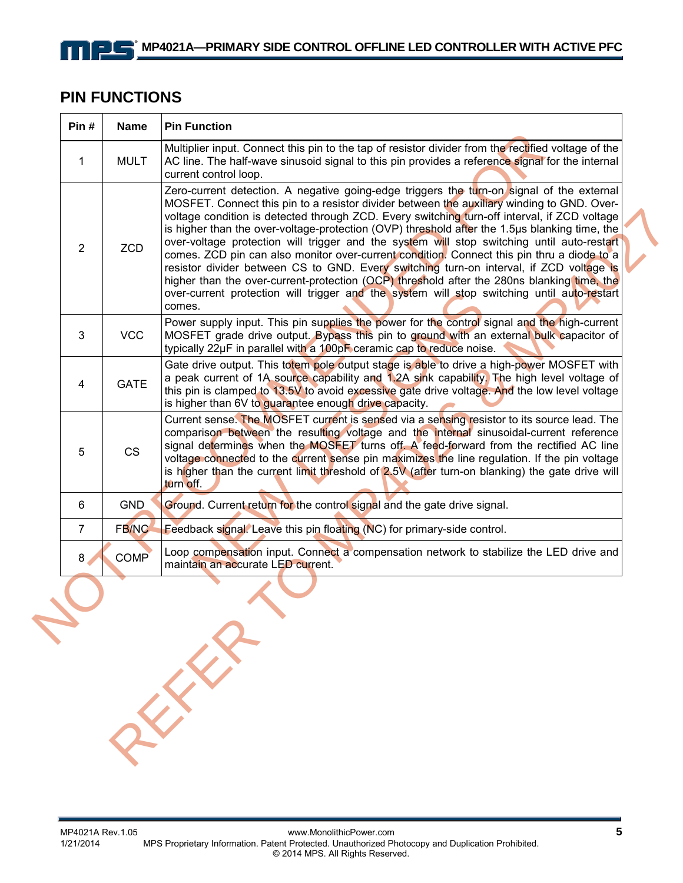## PIN FUNCTIONS

| Pin # | Name | Pin Function |
|---|---|---|
| 1 | MULT | Multiplier input. Connect this pin to the tap of resistor divider from the rectified voltage of the AC line. The half-wave sinusoid signal to this pin provides a reference signal for the internal current control loop. |
| 2 | ZCD | Zero-current detection. A negative going-edge triggers the turn-on signal of the external MOSFET. Connect this pin to a resistor divider between the auxiliary winding to GND. Over-voltage condition is detected through ZCD. Every switching turn-off interval, if ZCD voltage is higher than the over-voltage-protection (OVP) threshold after the 1.5μs blanking time, the over-voltage protection will trigger and the system will stop switching until auto-restart comes. ZCD pin can also monitor over-current condition. Connect this pin thru a diode to a resistor divider between CS to GND. Every switching turn-on interval, if ZCD voltage is higher than the over-current-protection (OCP) threshold after the 280ns blanking time, the over-current protection will trigger and the system will stop switching until auto-restart comes. |
| 3 | VCC | Power supply input. This pin supplies the power for the control signal and the high-current MOSFET grade drive output. Bypass this pin to ground with an external bulk capacitor of typically 22μF in parallel with a 100pF ceramic cap to reduce noise. |
| 4 | GATE | Gate drive output. This totem pole output stage is able to drive a high-power MOSFET with a peak current of 1A source capability and 1.2A sink capability. The high level voltage of this pin is clamped to 13.5V to avoid excessive gate drive voltage. And the low level voltage is higher than 6V to guarantee enough drive capacity. |
| 5 | CS | Current sense. The MOSFET current is sensed via a sensing resistor to its source lead. The comparison between the resulting voltage and the internal sinusoidal-current reference signal determines when the MOSFET turns off. A feed-forward from the rectified AC line voltage connected to the current sense pin maximizes the line regulation. If the pin voltage is higher than the current limit threshold of 2.5V (after turn-on blanking) the gate drive will turn off. |
| 6 | GND | Ground. Current return for the control signal and the gate drive signal. |
| 7 | FB/NC | Feedback signal. Leave this pin floating (NC) for primary-side control. |
| 8 | COMP | Loop compensation input. Connect a compensation network to stabilize the LED drive and maintain an accurate LED current. |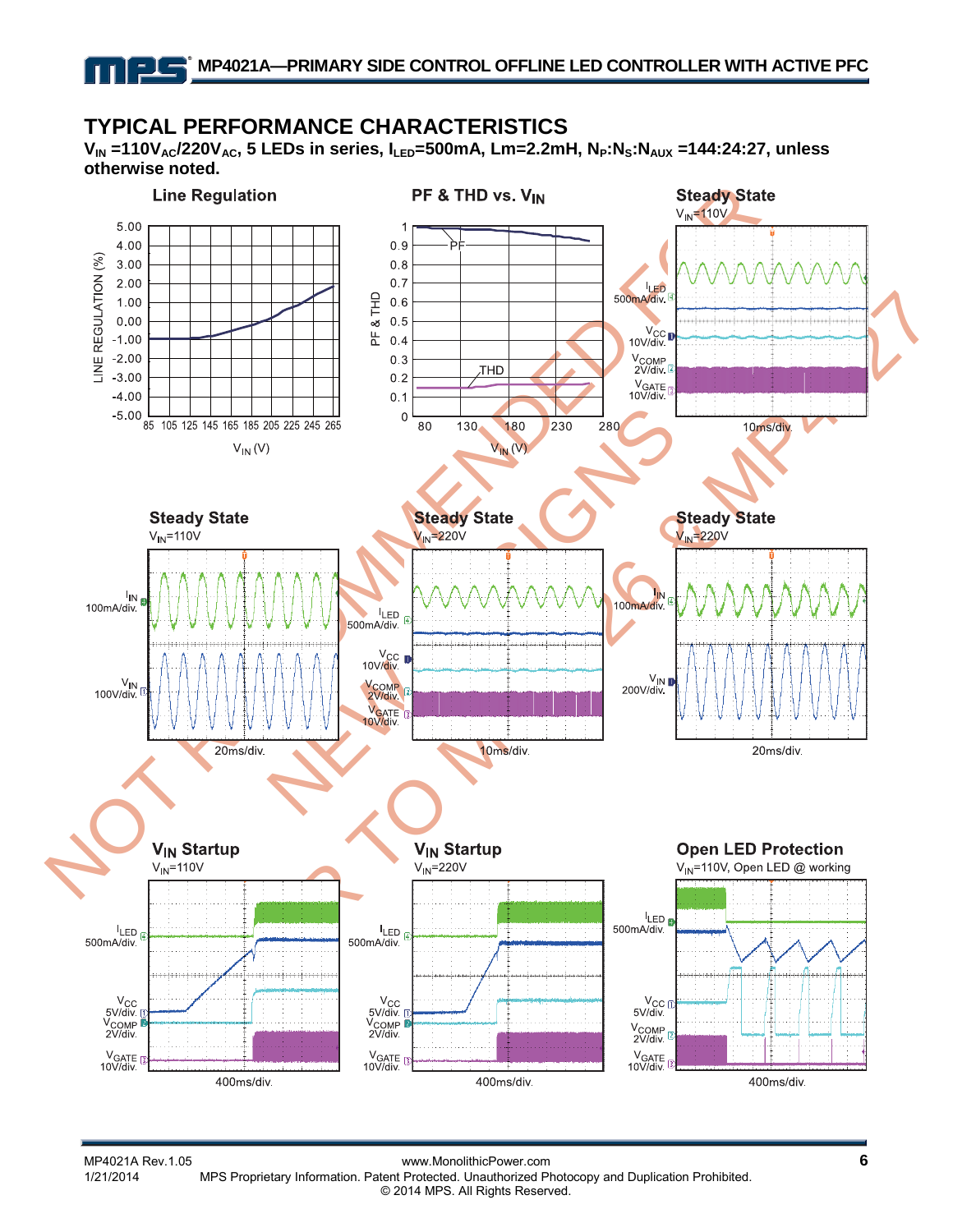## TYPICAL PERFORMANCE CHARACTERISTICS

**$V_{IN}$ =110$V_{AC}$/220$V_{AC}$, 5 LEDs in series, $I_{LED}$=500mA, Lm=2.2mH, $N_P$:$N_S$:$N_{AUX}$ =144:24:27, unless otherwise noted.**

**Line Regulation**

LINE REGULATION (%) vs. $V_{IN}$ (V)

**PF & THD vs. $V_{IN}$**

PF & THD vs. $V_{IN}$ (V)

**Steady State**

$V_{IN}$=110V

$I_{LED}$ 500mA/div., $V_{CC}$ 10V/div., $V_{COMP}$ 2V/div., $V_{GATE}$ 10V/div., 10ms/div.

**Steady State**

$V_{IN}$=110V

$I_{IN}$ 100mA/div., $V_{IN}$ 100V/div., 20ms/div.

**Steady State**

$V_{IN}$=220V

$I_{LED}$ 500mA/div., $V_{CC}$ 10V/div., $V_{COMP}$ 2V/div., $V_{GATE}$ 10V/div., 10ms/div.

**Steady State**

$V_{IN}$=220V

$I_{IN}$ 100mA/div., $V_{IN}$ 200V/div., 20ms/div.

**$V_{IN}$ Startup**

$V_{IN}$=110V

$I_{LED}$ 500mA/div., $V_{CC}$ 5V/div., $V_{COMP}$ 2V/div., $V_{GATE}$ 10V/div., 400ms/div.

**$V_{IN}$ Startup**

$V_{IN}$=220V

$I_{LED}$ 500mA/div., $V_{CC}$ 5V/div., $V_{COMP}$ 2V/div., $V_{GATE}$ 10V/div., 400ms/div.

**Open LED Protection**

$V_{IN}$=110V, Open LED @ working

$I_{LED}$ 500mA/div., $V_{CC}$ 5V/div., $V_{COMP}$ 2V/div., $V_{GATE}$ 10V/div., 400ms/div.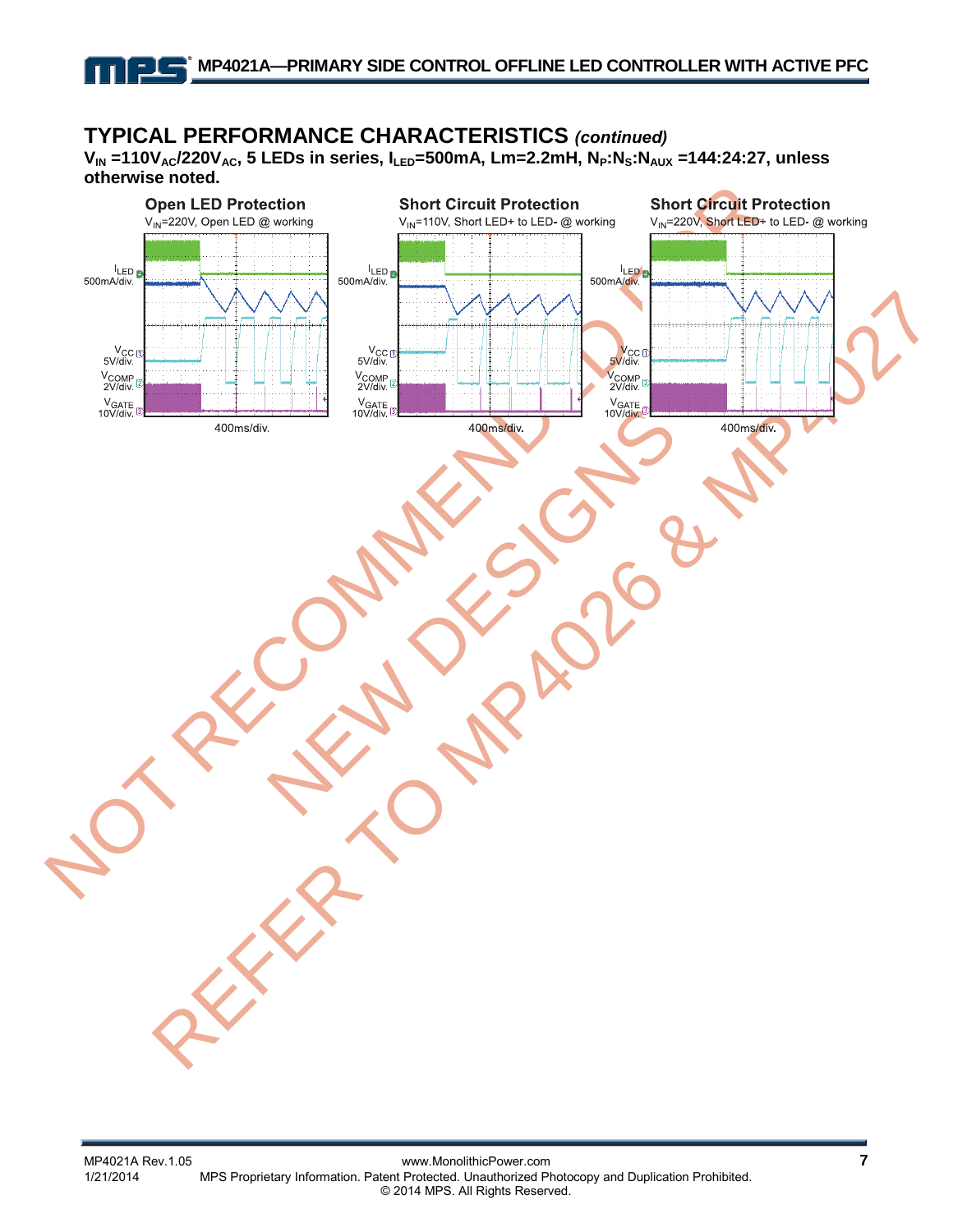## TYPICAL PERFORMANCE CHARACTERISTICS *(continued)*

**$V_{IN}$ =110$V_{AC}$/220$V_{AC}$, 5 LEDs in series, $I_{LED}$=500mA, Lm=2.2mH, $N_P$:$N_S$:$N_{AUX}$ =144:24:27, unless otherwise noted.**

**Open LED Protection**

$V_{IN}$=220V, Open LED @ working

$I_{LED}$ 500mA/div.

$V_{CC}$ 5V/div.

$V_{COMP}$ 2V/div.

$V_{GATE}$ 10V/div.

400ms/div.

**Short Circuit Protection**

$V_{IN}$=110V, Short LED+ to LED- @ working

$I_{LED}$ 500mA/div.

$V_{CC}$ 5V/div.

$V_{COMP}$ 2V/div.

$V_{GATE}$ 10V/div.

400ms/div.

**Short Circuit Protection**

$V_{IN}$=220V, Short LED+ to LED- @ working

$I_{LED}$ 500mA/div.

$V_{CC}$ 5V/div.

$V_{COMP}$ 2V/div.

$V_{GATE}$ 10V/div.

400ms/div.

NOT RECOMMENDED FOR NEW DESIGNS REFER TO MP4026 & MP4027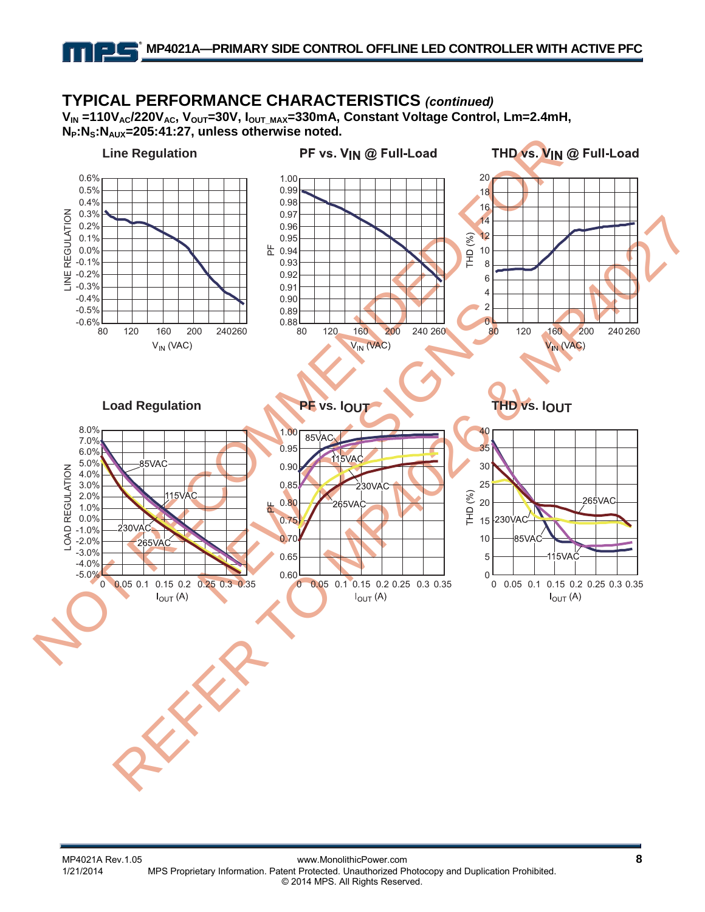## TYPICAL PERFORMANCE CHARACTERISTICS *(continued)*

**$V_{IN}$ =110$V_{AC}$/220$V_{AC}$, $V_{OUT}$=30V, $I_{OUT\_MAX}$=330mA, Constant Voltage Control, Lm=2.4mH, $N_P$:$N_S$:$N_{AUX}$=205:41:27, unless otherwise noted.**

**Line Regulation**

**PF vs. $V_{IN}$ @ Full-Load**

**THD vs. $V_{IN}$ @ Full-Load**

**Load Regulation**

**PF vs. $I_{OUT}$**

**THD vs. $I_{OUT}$**

NOT RECOMMENDED FOR NEW DESIGNS REFER TO MP4026 & MP4027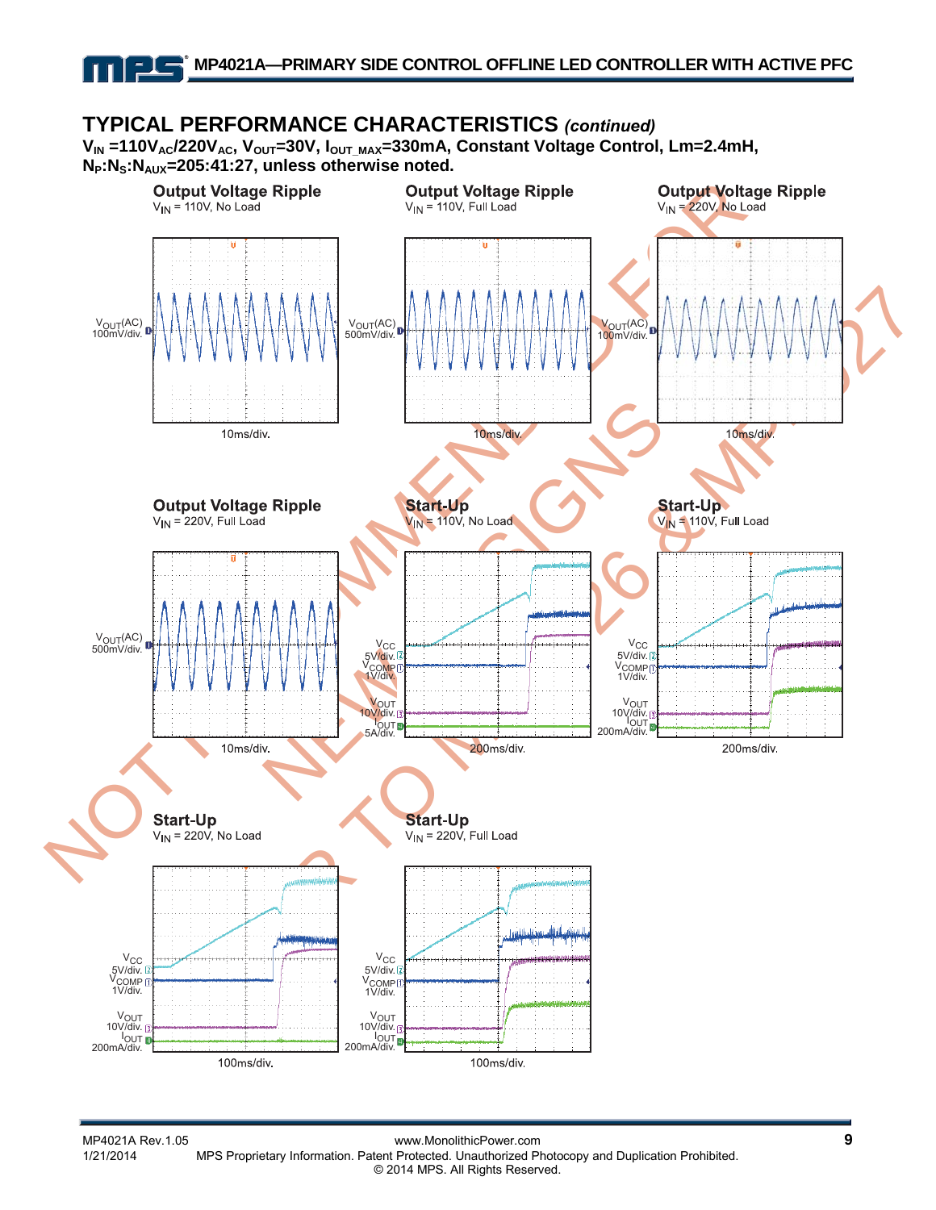## TYPICAL PERFORMANCE CHARACTERISTICS *(continued)*

**$V_{IN}$ =110$V_{AC}$/220$V_{AC}$, $V_{OUT}$=30V, $I_{OUT\_MAX}$=330mA, Constant Voltage Control, Lm=2.4mH, $N_P$:$N_S$:$N_{AUX}$=205:41:27, unless otherwise noted.**

**Output Voltage Ripple**
$V_{IN}$ = 110V, No Load

$V_{OUT}$(AC) 100mV/div.

10ms/div.

**Output Voltage Ripple**
$V_{IN}$ = 110V, Full Load

$V_{OUT}$(AC) 500mV/div.

10ms/div.

**Output Voltage Ripple**
$V_{IN}$ = 220V, No Load

$V_{OUT}$(AC) 100mV/div.

10ms/div.

**Output Voltage Ripple**
$V_{IN}$ = 220V, Full Load

$V_{OUT}$(AC) 500mV/div.

10ms/div.

**Start-Up**
$V_{IN}$ = 110V, No Load

$V_{CC}$ 5V/div.
$V_{COMP}$ 1V/div.
$V_{OUT}$ 10V/div.
$I_{OUT}$ 5A/div.

200ms/div.

**Start-Up**
$V_{IN}$ = 110V, Full Load

$V_{CC}$ 5V/div.
$V_{COMP}$ 1V/div.
$V_{OUT}$ 10V/div.
$I_{OUT}$ 200mA/div.

200ms/div.

**Start-Up**
$V_{IN}$ = 220V, No Load

$V_{CC}$ 5V/div.
$V_{COMP}$ 1V/div.
$V_{OUT}$ 10V/div.
$I_{OUT}$ 200mA/div.

100ms/div.

**Start-Up**
$V_{IN}$ = 220V, Full Load

$V_{CC}$ 5V/div.
$V_{COMP}$ 1V/div.
$V_{OUT}$ 10V/div.
$I_{OUT}$ 200mA/div.

100ms/div.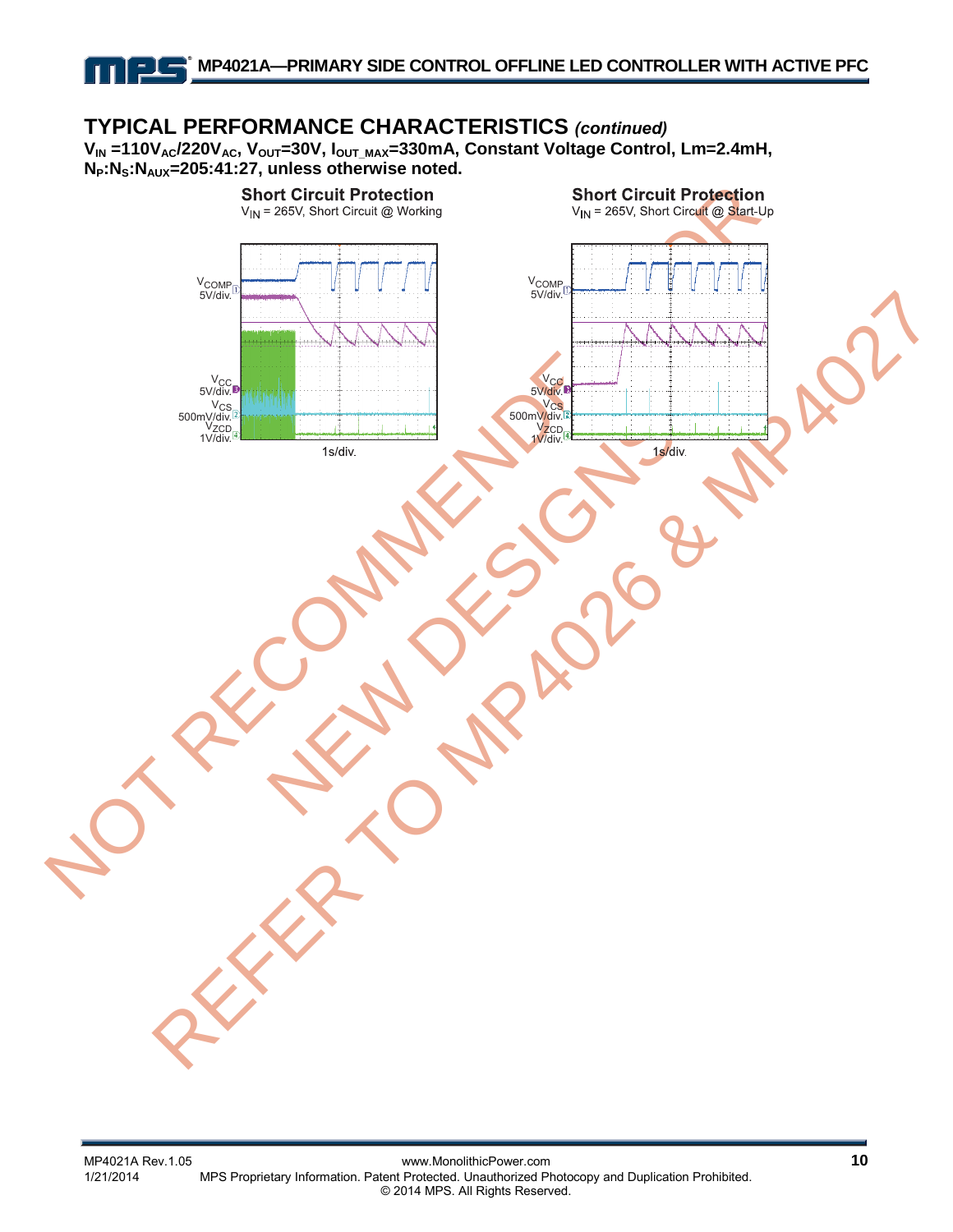## TYPICAL PERFORMANCE CHARACTERISTICS *(continued)*

**$V_{IN}$ =110$V_{AC}$/220$V_{AC}$, $V_{OUT}$=30V, $I_{OUT\_MAX}$=330mA, Constant Voltage Control, Lm=2.4mH, $N_P$:$N_S$:$N_{AUX}$=205:41:27, unless otherwise noted.**

**Short Circuit Protection**
$V_{IN}$ = 265V, Short Circuit @ Working

$V_{COMP}$ 5V/div.
$V_{CC}$ 5V/div.
$V_{CS}$ 500mV/div.
$V_{ZCD}$ 1V/div.
1s/div.

**Short Circuit Protection**
$V_{IN}$ = 265V, Short Circuit @ Start-Up

$V_{COMP}$ 5V/div.
$V_{CC}$ 5V/div.
$V_{CS}$ 500mV/div.
$V_{ZCD}$ 1V/div.
1s/div.

NOT RECOMMENDED FOR NEW DESIGNS, REFER TO MP4026 & MP4027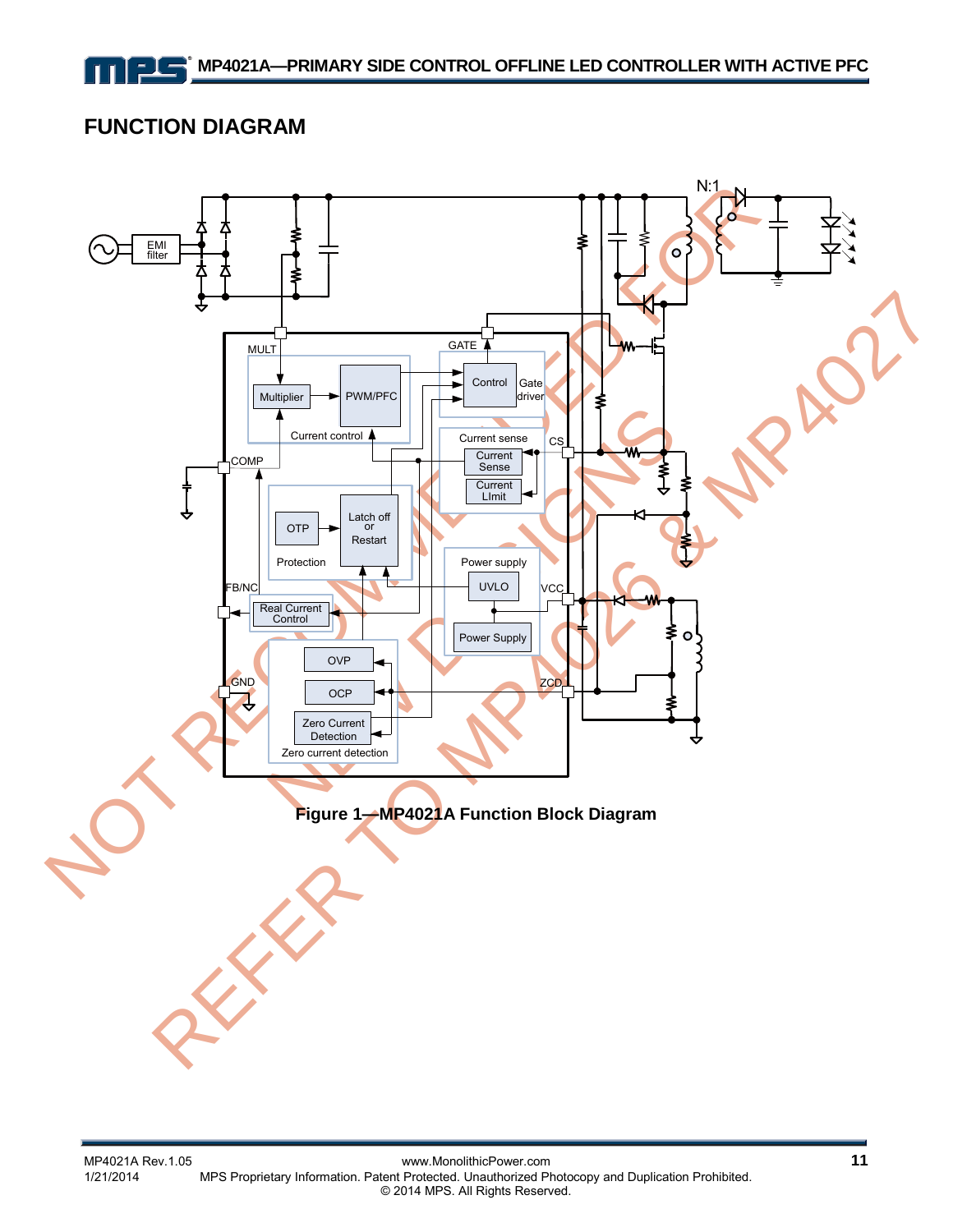## FUNCTION DIAGRAM

**Figure 1—MP4021A Function Block Diagram**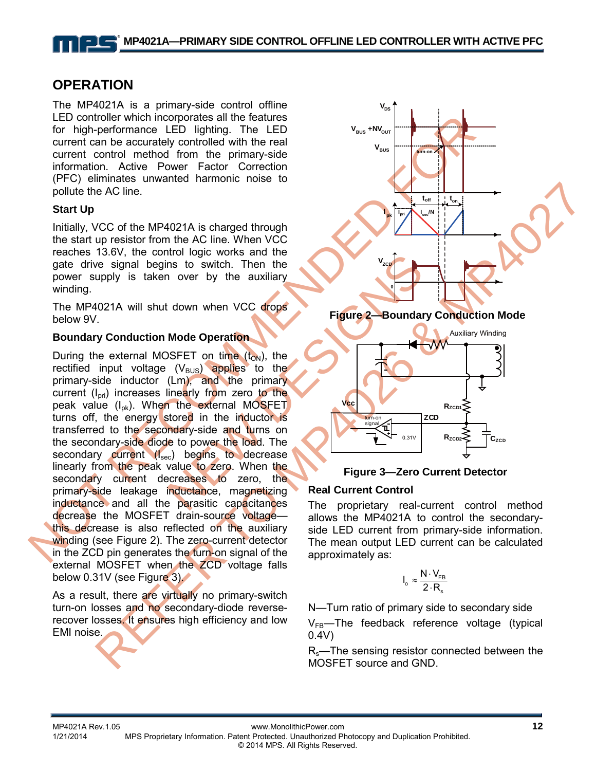## OPERATION

The MP4021A is a primary-side control offline LED controller which incorporates all the features for high-performance LED lighting. The LED current can be accurately controlled with the real current control method from the primary-side information. Active Power Factor Correction (PFC) eliminates unwanted harmonic noise to pollute the AC line.

### Start Up

Initially, VCC of the MP4021A is charged through the start up resistor from the AC line. When VCC reaches 13.6V, the control logic works and the gate drive signal begins to switch. Then the power supply is taken over by the auxiliary winding.

The MP4021A will shut down when VCC drops below 9V.

### Boundary Conduction Mode Operation

During the external MOSFET on time ($t_{ON}$), the rectified input voltage ($V_{BUS}$) applies to the primary-side inductor (Lm), and the primary current ($I_{pri}$) increases linearly from zero to the peak value ($I_{pk}$). When the external MOSFET turns off, the energy stored in the inductor is transferred to the secondary-side and turns on the secondary-side diode to power the load. The secondary current ($I_{sec}$) begins to decrease linearly from the peak value to zero. When the secondary current decreases to zero, the primary-side leakage inductance, magnetizing inductance and all the parasitic capacitances decrease the MOSFET drain-source voltage—this decrease is also reflected on the auxiliary winding (see Figure 2). The zero-current detector in the ZCD pin generates the turn-on signal of the external MOSFET when the ZCD voltage falls below 0.31V (see Figure 3).

As a result, there are virtually no primary-switch turn-on losses and no secondary-diode reverse-recover losses. It ensures high efficiency and low EMI noise.

**Figure 2—Boundary Conduction Mode**

**Figure 3—Zero Current Detector**

### Real Current Control

The proprietary real-current control method allows the MP4021A to control the secondary-side LED current from primary-side information. The mean output LED current can be calculated approximately as:

$$I_o \approx \frac{N \cdot V_{FB}}{2 \cdot R_s}$$

N—Turn ratio of primary side to secondary side

$V_{FB}$—The feedback reference voltage (typical 0.4V)

$R_s$—The sensing resistor connected between the MOSFET source and GND.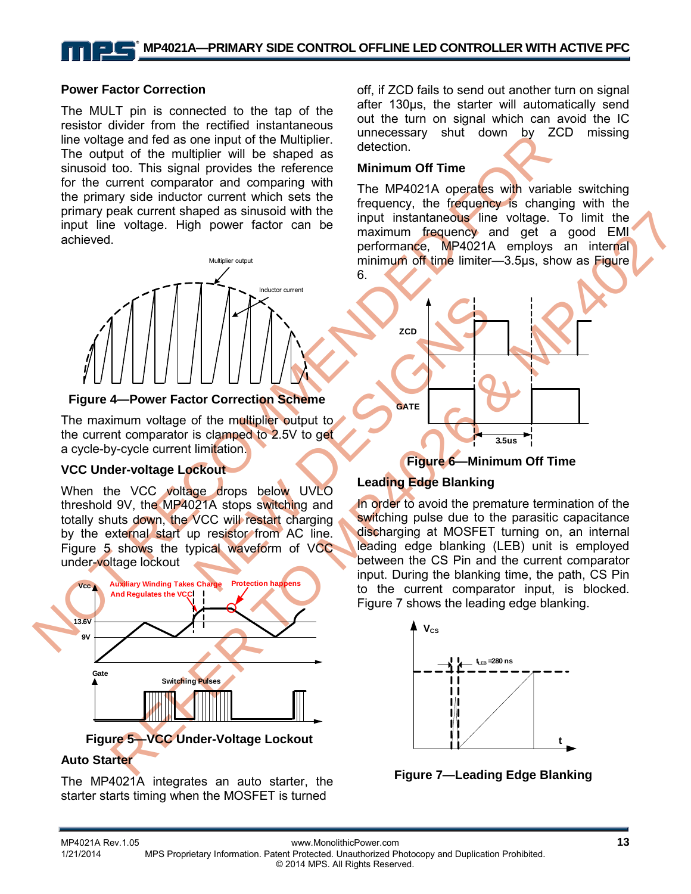### Power Factor Correction

The MULT pin is connected to the tap of the resistor divider from the rectified instantaneous line voltage and fed as one input of the Multiplier. The output of the multiplier will be shaped as sinusoid too. This signal provides the reference for the current comparator and comparing with the primary side inductor current which sets the primary peak current shaped as sinusoid with the input line voltage. High power factor can be achieved.

**Figure 4—Power Factor Correction Scheme**

The maximum voltage of the multiplier output to the current comparator is clamped to 2.5V to get a cycle-by-cycle current limitation.

### VCC Under-voltage Lockout

When the VCC voltage drops below UVLO threshold 9V, the MP4021A stops switching and totally shuts down, the VCC will restart charging by the external start up resistor from AC line. Figure 5 shows the typical waveform of VCC under-voltage lockout

**Figure 5—VCC Under-Voltage Lockout**

### Auto Starter

The MP4021A integrates an auto starter, the starter starts timing when the MOSFET is turned off, if ZCD fails to send out another turn on signal after 130μs, the starter will automatically send out the turn on signal which can avoid the IC unnecessary shut down by ZCD missing detection.

### Minimum Off Time

The MP4021A operates with variable switching frequency, the frequency is changing with the input instantaneous line voltage. To limit the maximum frequency and get a good EMI performance, MP4021A employs an internal minimum off time limiter—3.5μs, show as Figure 6.

**Figure 6—Minimum Off Time**

### Leading Edge Blanking

In order to avoid the premature termination of the switching pulse due to the parasitic capacitance discharging at MOSFET turning on, an internal leading edge blanking (LEB) unit is employed between the CS Pin and the current comparator input. During the blanking time, the path, CS Pin to the current comparator input, is blocked. Figure 7 shows the leading edge blanking.

**Figure 7—Leading Edge Blanking**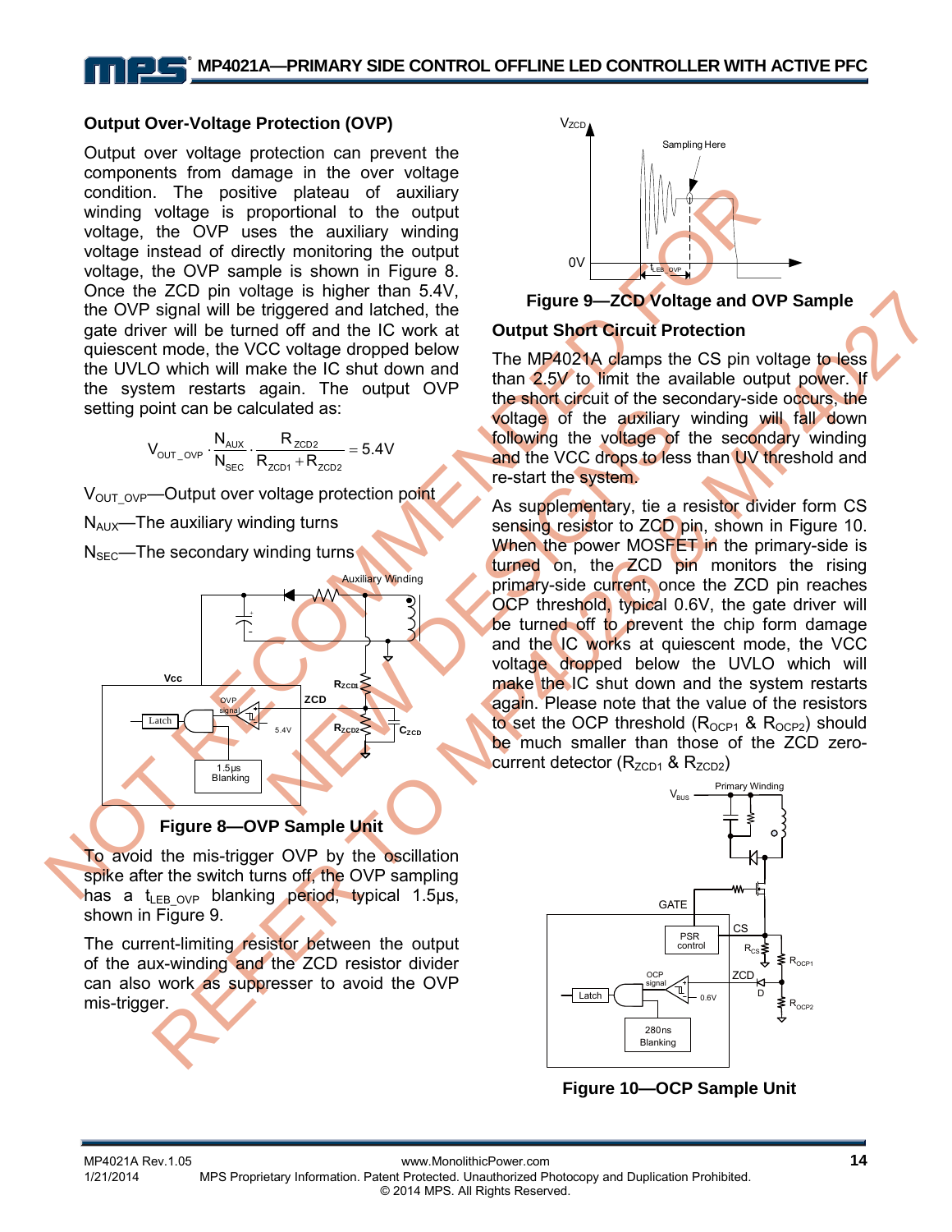### Output Over-Voltage Protection (OVP)

Output over voltage protection can prevent the components from damage in the over voltage condition. The positive plateau of auxiliary winding voltage is proportional to the output voltage, the OVP uses the auxiliary winding voltage instead of directly monitoring the output voltage, the OVP sample is shown in Figure 8. Once the ZCD pin voltage is higher than 5.4V, the OVP signal will be triggered and latched, the gate driver will be turned off and the IC work at quiescent mode, the VCC voltage dropped below the UVLO which will make the IC shut down and the system restarts again. The output OVP setting point can be calculated as:

$$V_{OUT\_OVP} \cdot \frac{N_{AUX}}{N_{SEC}} \cdot \frac{R_{ZCD2}}{R_{ZCD1} + R_{ZCD2}} = 5.4V$$

$V_{OUT\_OVP}$—Output over voltage protection point

$N_{AUX}$—The auxiliary winding turns

$N_{SEC}$—The secondary winding turns

Figure 8—OVP Sample Unit

To avoid the mis-trigger OVP by the oscillation spike after the switch turns off, the OVP sampling has a $t_{LEB\_OVP}$ blanking period, typical 1.5µs, shown in Figure 9.

The current-limiting resistor between the output of the aux-winding and the ZCD resistor divider can also work as suppresser to avoid the OVP mis-trigger.

Figure 9—ZCD Voltage and OVP Sample

### Output Short Circuit Protection

The MP4021A clamps the CS pin voltage to less than 2.5V to limit the available output power. If the short circuit of the secondary-side occurs, the voltage of the auxiliary winding will fall down following the voltage of the secondary winding and the VCC drops to less than UV threshold and re-start the system.

As supplementary, tie a resistor divider form CS sensing resistor to ZCD pin, shown in Figure 10. When the power MOSFET in the primary-side is turned on, the ZCD pin monitors the rising primary-side current, once the ZCD pin reaches OCP threshold, typical 0.6V, the gate driver will be turned off to prevent the chip form damage and the IC works at quiescent mode, the VCC voltage dropped below the UVLO which will make the IC shut down and the system restarts again. Please note that the value of the resistors to set the OCP threshold ($R_{OCP1}$ & $R_{OCP2}$) should be much smaller than those of the ZCD zero-current detector ($R_{ZCD1}$ & $R_{ZCD2}$)

Figure 10—OCP Sample Unit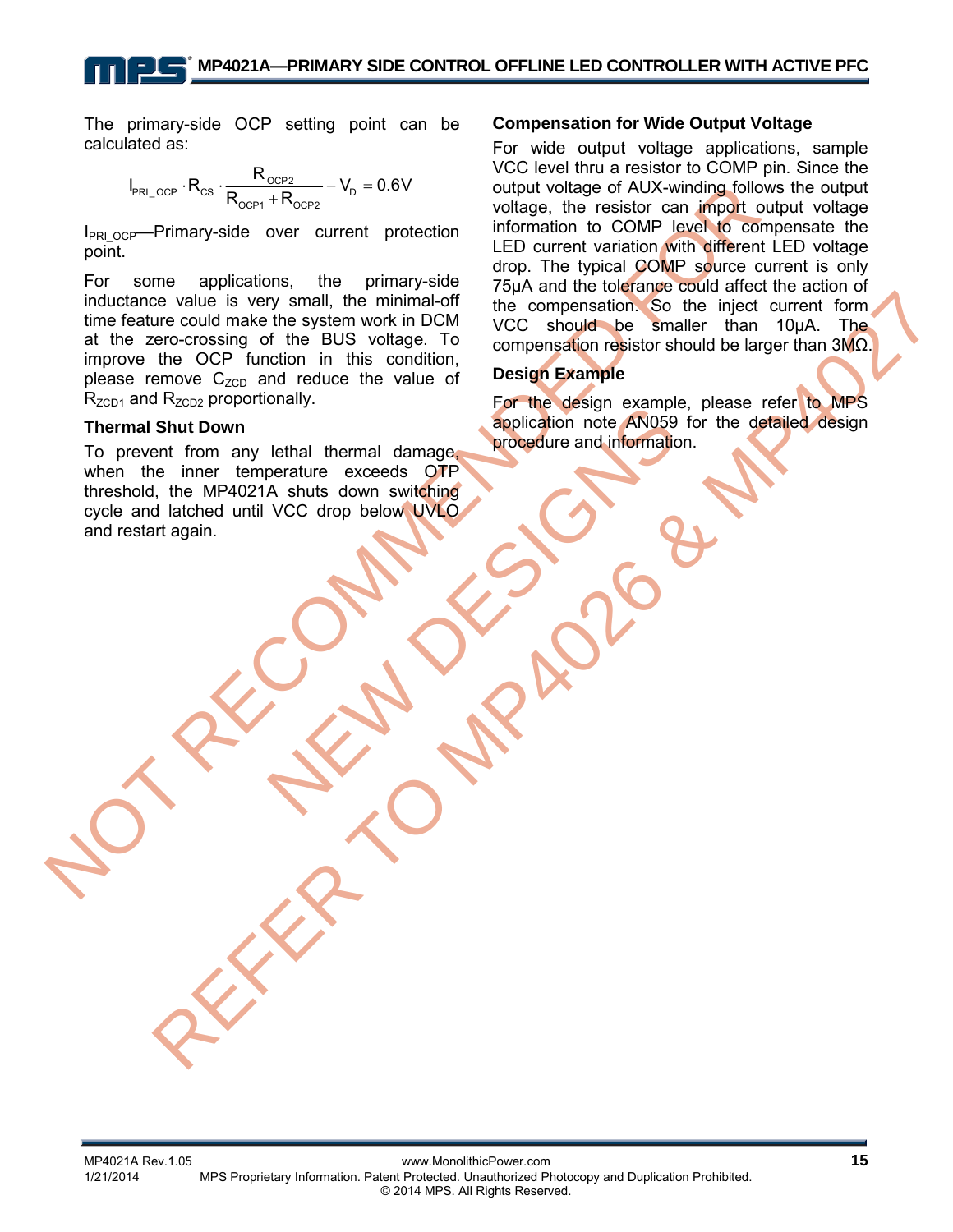The primary-side OCP setting point can be calculated as:

$$I_{PRI\_OCP} \cdot R_{CS} \cdot \frac{R_{OCP2}}{R_{OCP1} + R_{OCP2}} - V_D = 0.6V$$

$I_{PRI\_OCP}$—Primary-side over current protection point.

For some applications, the primary-side inductance value is very small, the minimal-off time feature could make the system work in DCM at the zero-crossing of the BUS voltage. To improve the OCP function in this condition, please remove $C_{ZCD}$ and reduce the value of $R_{ZCD1}$ and $R_{ZCD2}$ proportionally.

### Thermal Shut Down

To prevent from any lethal thermal damage, when the inner temperature exceeds OTP threshold, the MP4021A shuts down switching cycle and latched until VCC drop below UVLO and restart again.

### Compensation for Wide Output Voltage

For wide output voltage applications, sample VCC level thru a resistor to COMP pin. Since the output voltage of AUX-winding follows the output voltage, the resistor can import output voltage information to COMP level to compensate the LED current variation with different LED voltage drop. The typical COMP source current is only 75μA and the tolerance could affect the action of the compensation. So the inject current form VCC should be smaller than 10μA. The compensation resistor should be larger than 3MΩ.

### Design Example

For the design example, please refer to MPS application note AN059 for the detailed design procedure and information.

NOT RECOMMENDED FOR NEW DESIGNS REFER TO MP4026 & MP4027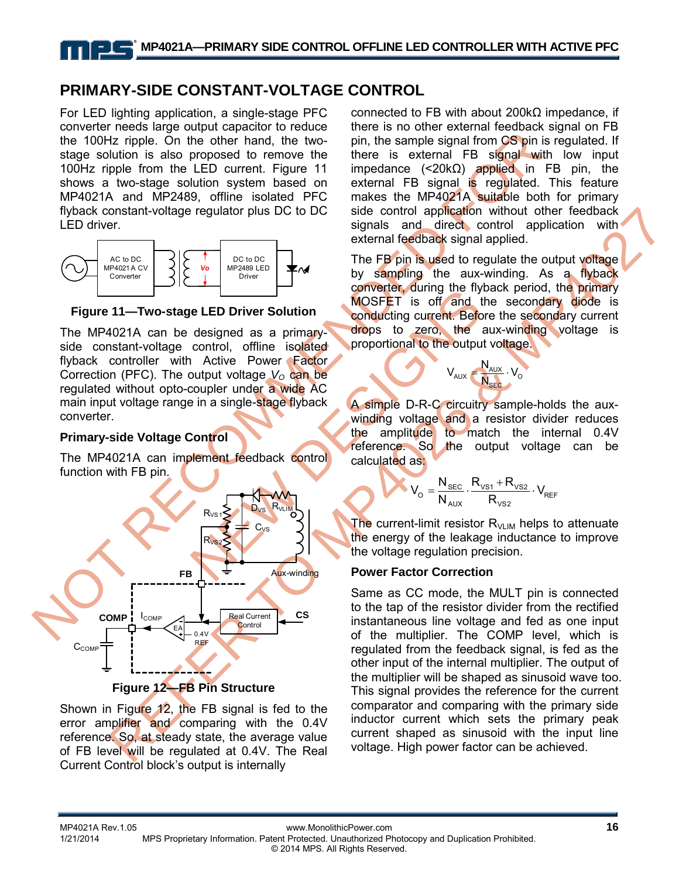## PRIMARY-SIDE CONSTANT-VOLTAGE CONTROL

For LED lighting application, a single-stage PFC converter needs large output capacitor to reduce the 100Hz ripple. On the other hand, the two-stage solution is also proposed to remove the 100Hz ripple from the LED current. Figure 11 shows a two-stage solution system based on MP4021A and MP2489, offline isolated PFC flyback constant-voltage regulator plus DC to DC LED driver.

**Figure 11—Two-stage LED Driver Solution**

The MP4021A can be designed as a primary-side constant-voltage control, offline isolated flyback controller with Active Power Factor Correction (PFC). The output voltage $V_O$ can be regulated without opto-coupler under a wide AC main input voltage range in a single-stage flyback converter.

### Primary-side Voltage Control

The MP4021A can implement feedback control function with FB pin.

**Figure 12—FB Pin Structure**

Shown in Figure 12, the FB signal is fed to the error amplifier and comparing with the 0.4V reference. So, at steady state, the average value of FB level will be regulated at 0.4V. The Real Current Control block's output is internally connected to FB with about 200kΩ impedance, if there is no other external feedback signal on FB pin, the sample signal from CS pin is regulated. If there is external FB signal with low input impedance (<20kΩ) applied in FB pin, the external FB signal is regulated. This feature makes the MP4021A suitable both for primary side control application without other feedback signals and direct control application with external feedback signal applied.

The FB pin is used to regulate the output voltage by sampling the aux-winding. As a flyback converter, during the flyback period, the primary MOSFET is off and the secondary diode is conducting current. Before the secondary current drops to zero, the aux-winding voltage is proportional to the output voltage.

$$V_{AUX} = \frac{N_{AUX}}{N_{SEC}} \cdot V_O$$

A simple D-R-C circuitry sample-holds the aux-winding voltage and a resistor divider reduces the amplitude to match the internal 0.4V reference. So the output voltage can be calculated as:

$$V_O = \frac{N_{SEC}}{N_{AUX}} \cdot \frac{R_{VS1} + R_{VS2}}{R_{VS2}} \cdot V_{REF}$$

The current-limit resistor $R_{VLIM}$ helps to attenuate the energy of the leakage inductance to improve the voltage regulation precision.

### Power Factor Correction

Same as CC mode, the MULT pin is connected to the tap of the resistor divider from the rectified instantaneous line voltage and fed as one input of the multiplier. The COMP level, which is regulated from the feedback signal, is fed as the other input of the internal multiplier. The output of the multiplier will be shaped as sinusoid wave too. This signal provides the reference for the current comparator and comparing with the primary side inductor current which sets the primary peak current shaped as sinusoid with the input line voltage. High power factor can be achieved.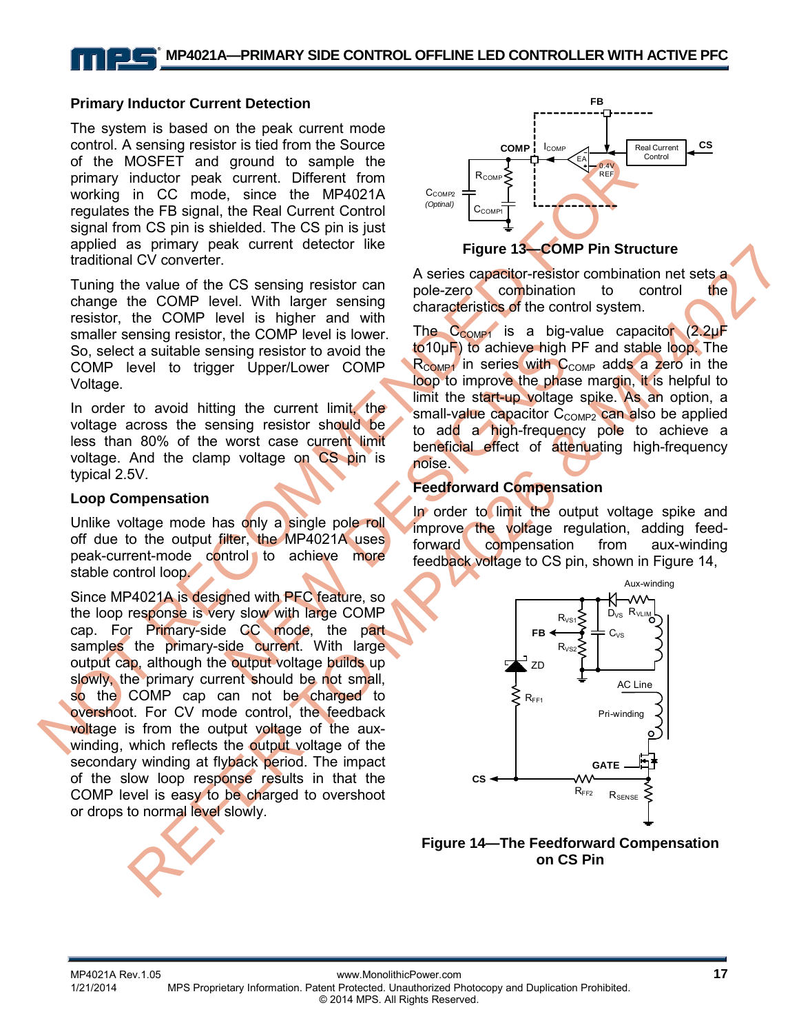## Primary Inductor Current Detection

The system is based on the peak current mode control. A sensing resistor is tied from the Source of the MOSFET and ground to sample the primary inductor peak current. Different from working in CC mode, since the MP4021A regulates the FB signal, the Real Current Control signal from CS pin is shielded. The CS pin is just applied as primary peak current detector like traditional CV converter.

Tuning the value of the CS sensing resistor can change the COMP level. With larger sensing resistor, the COMP level is higher and with smaller sensing resistor, the COMP level is lower. So, select a suitable sensing resistor to avoid the COMP level to trigger Upper/Lower COMP Voltage.

In order to avoid hitting the current limit, the voltage across the sensing resistor should be less than 80% of the worst case current limit voltage. And the clamp voltage on CS pin is typical 2.5V.

## Loop Compensation

Unlike voltage mode has only a single pole roll off due to the output filter, the MP4021A uses peak-current-mode control to achieve more stable control loop.

Since MP4021A is designed with PFC feature, so the loop response is very slow with large COMP cap. For Primary-side CC mode, the part samples the primary-side current. With large output cap, although the output voltage builds up slowly, the primary current should be not small, so the COMP cap can not be charged to overshoot. For CV mode control, the feedback voltage is from the output voltage of the aux-winding, which reflects the output voltage of the secondary winding at flyback period. The impact of the slow loop response results in that the COMP level is easy to be charged to overshoot or drops to normal level slowly.

**Figure 13—COMP Pin Structure**

A series capacitor-resistor combination net sets a pole-zero combination to control the characteristics of the control system.

The $C_{COMP1}$ is a big-value capacitor (2.2µF to10µF) to achieve high PF and stable loop. The $R_{COMP1}$ in series with $C_{COMP}$ adds a zero in the loop to improve the phase margin, it is helpful to limit the start-up voltage spike. As an option, a small-value capacitor $C_{COMP2}$ can also be applied to add a high-frequency pole to achieve a beneficial effect of attenuating high-frequency noise.

## Feedforward Compensation

In order to limit the output voltage spike and improve the voltage regulation, adding feed-forward compensation from aux-winding feedback voltage to CS pin, shown in Figure 14,

**Figure 14—The Feedforward Compensation on CS Pin**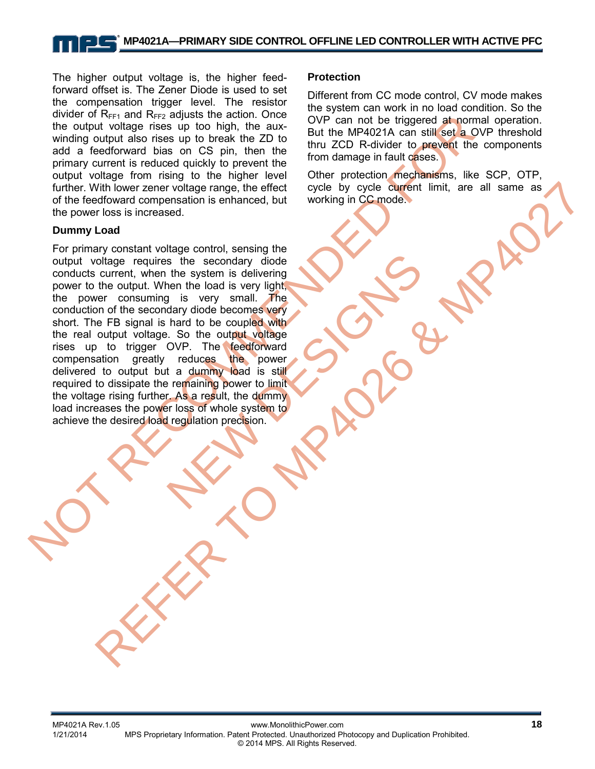The higher output voltage is, the higher feed-forward offset is. The Zener Diode is used to set the compensation trigger level. The resistor divider of $R_{FF1}$ and $R_{FF2}$ adjusts the action. Once the output voltage rises up too high, the aux-winding output also rises up to break the ZD to add a feedforward bias on CS pin, then the primary current is reduced quickly to prevent the output voltage from rising to the higher level further. With lower zener voltage range, the effect of the feedfoward compensation is enhanced, but the power loss is increased.

### Dummy Load

For primary constant voltage control, sensing the output voltage requires the secondary diode conducts current, when the system is delivering power to the output. When the load is very light, the power consuming is very small. The conduction of the secondary diode becomes very short. The FB signal is hard to be coupled with the real output voltage. So the output voltage rises up to trigger OVP. The feedforward compensation greatly reduces the power delivered to output but a dummy load is still required to dissipate the remaining power to limit the voltage rising further. As a result, the dummy load increases the power loss of whole system to achieve the desired load regulation precision.

### Protection

Different from CC mode control, CV mode makes the system can work in no load condition. So the OVP can not be triggered at normal operation. But the MP4021A can still set a OVP threshold thru ZCD R-divider to prevent the components from damage in fault cases.

Other protection mechanisms, like SCP, OTP, cycle by cycle current limit, are all same as working in CC mode.

NOT RECOMMENDED FOR NEW DESIGNS REFER TO MP4026 & MP4027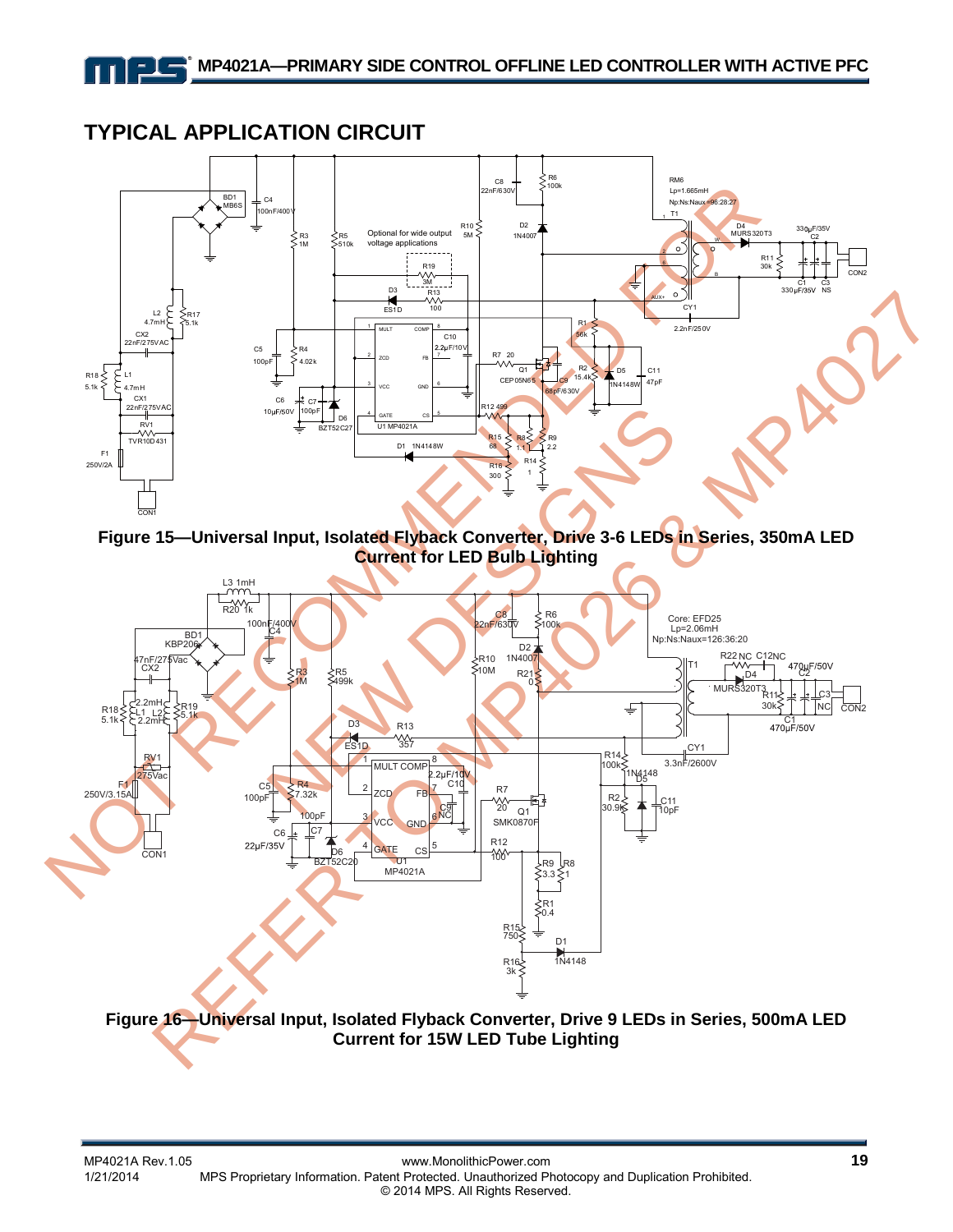## TYPICAL APPLICATION CIRCUIT

**Figure 15—Universal Input, Isolated Flyback Converter, Drive 3-6 LEDs in Series, 350mA LED Current for LED Bulb Lighting**

**Figure 16—Universal Input, Isolated Flyback Converter, Drive 9 LEDs in Series, 500mA LED Current for 15W LED Tube Lighting**

NOT RECOMMENDED FOR NEW DESIGNS REFER TO MP4026 & MP4027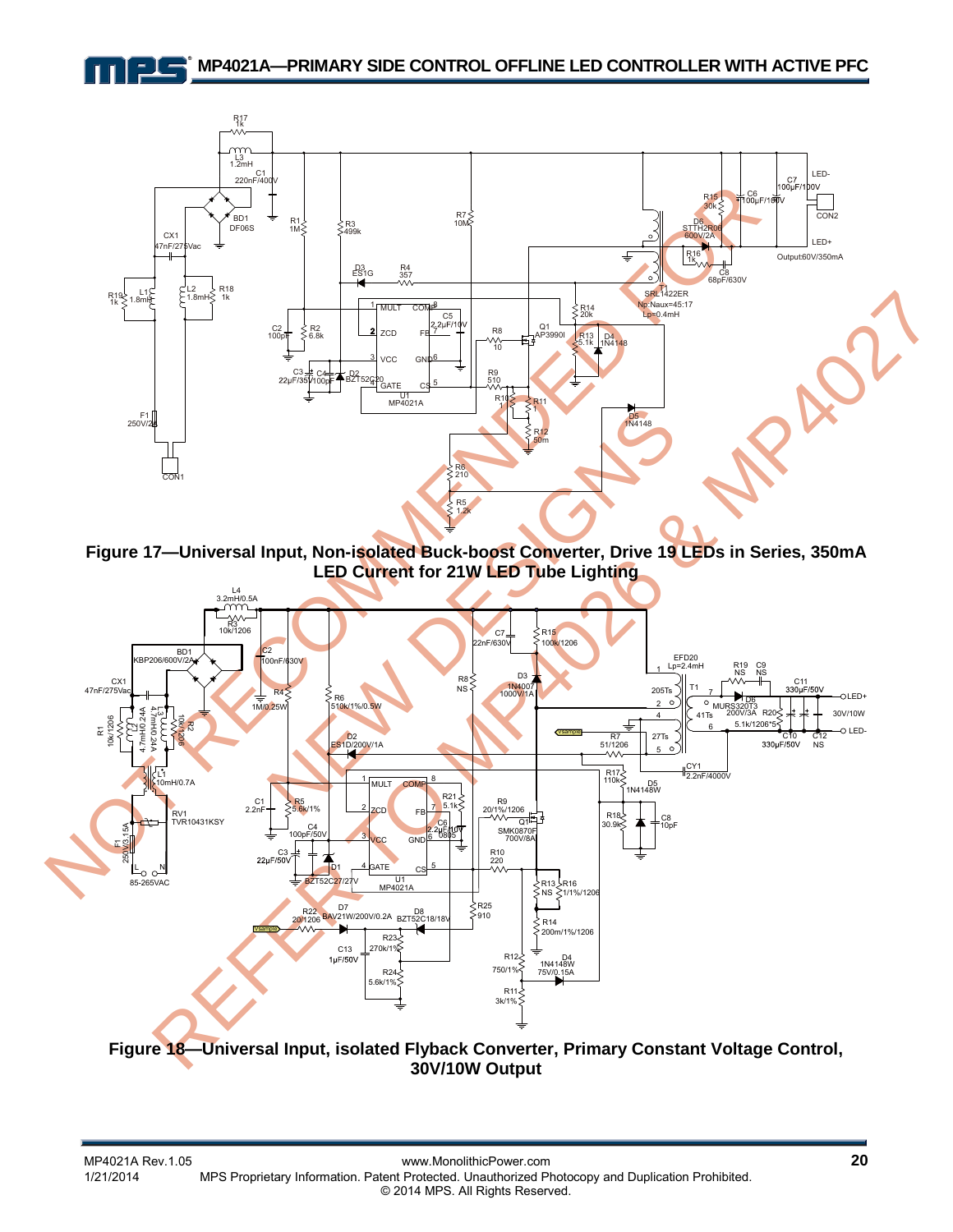Figure 17—Universal Input, Non-isolated Buck-boost Converter, Drive 19 LEDs in Series, 350mA LED Current for 21W LED Tube Lighting

Figure 18—Universal Input, isolated Flyback Converter, Primary Constant Voltage Control, 30V/10W Output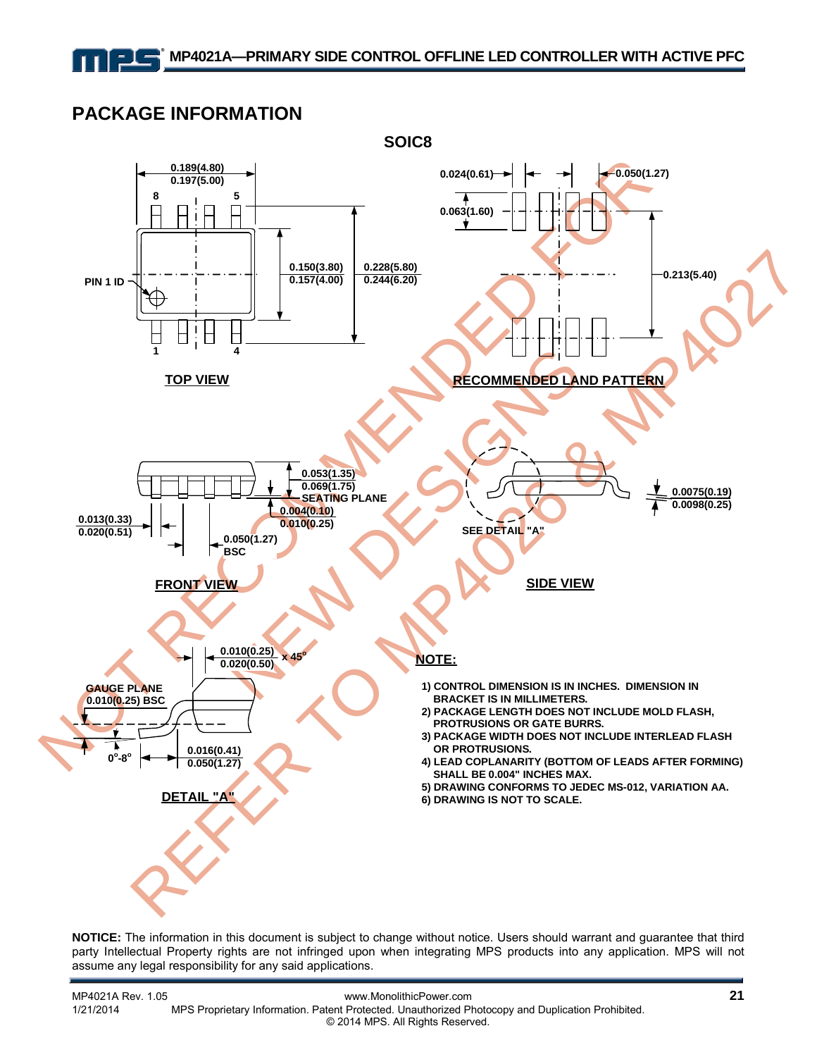## PACKAGE INFORMATION

**SOIC8**

0.189(4.80)
0.197(5.00)

8 5

PIN 1 ID

1 4

0.150(3.80)
0.157(4.00)

0.228(5.80)
0.244(6.20)

**TOP VIEW**

0.024(0.61)

0.050(1.27)

0.063(1.60)

0.213(5.40)

**RECOMMENDED LAND PATTERN**

0.053(1.35)
0.069(1.75)

SEATING PLANE

0.004(0.10)
0.010(0.25)

0.013(0.33)
0.020(0.51)

0.050(1.27)
BSC

**FRONT VIEW**

SEE DETAIL "A"

0.0075(0.19)
0.0098(0.25)

**SIDE VIEW**

0.010(0.25)
0.020(0.50) x 45°

GAUGE PLANE
0.010(0.25) BSC

0°-8°

0.016(0.41)
0.050(1.27)

**DETAIL "A"**

**NOTE:**

1) CONTROL DIMENSION IS IN INCHES. DIMENSION IN BRACKET IS IN MILLIMETERS.
2) PACKAGE LENGTH DOES NOT INCLUDE MOLD FLASH, PROTRUSIONS OR GATE BURRS.
3) PACKAGE WIDTH DOES NOT INCLUDE INTERLEAD FLASH OR PROTRUSIONS.
4) LEAD COPLANARITY (BOTTOM OF LEADS AFTER FORMING) SHALL BE 0.004" INCHES MAX.
5) DRAWING CONFORMS TO JEDEC MS-012, VARIATION AA.
6) DRAWING IS NOT TO SCALE.

NOT RECOMMENDED FOR NEW DESIGNS REFER TO MP4026 & MP4027

**NOTICE:** The information in this document is subject to change without notice. Users should warrant and guarantee that third party Intellectual Property rights are not infringed upon when integrating MPS products into any application. MPS will not assume any legal responsibility for any said applications.